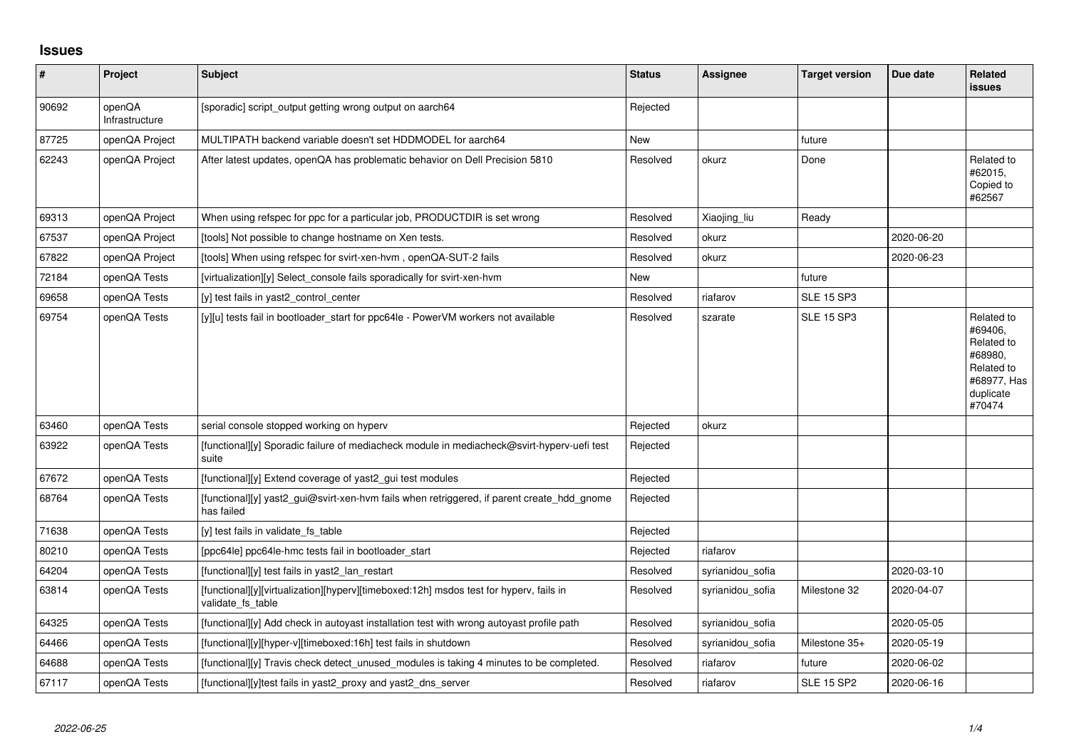## Issues

| # | Project | Subject | Status | Assignee | Target version | Due date | Related issues |
|---|---|---|---|---|---|---|---|
| 90692 | openQA Infrastructure | [sporadic] script_output getting wrong output on aarch64 | Rejected | | | | |
| 87725 | openQA Project | MULTIPATH backend variable doesn't set HDDMODEL for aarch64 | New | | future | | |
| 62243 | openQA Project | After latest updates, openQA has problematic behavior on Dell Precision 5810 | Resolved | okurz | Done | | Related to #62015, Copied to #62567 |
| 69313 | openQA Project | When using refspec for ppc for a particular job, PRODUCTDIR is set wrong | Resolved | Xiaojing_liu | Ready | | |
| 67537 | openQA Project | [tools] Not possible to change hostname on Xen tests. | Resolved | okurz | | 2020-06-20 | |
| 67822 | openQA Project | [tools] When using refspec for svirt-xen-hvm , openQA-SUT-2 fails | Resolved | okurz | | 2020-06-23 | |
| 72184 | openQA Tests | [virtualization][y] Select_console fails sporadically for svirt-xen-hvm | New | | future | | |
| 69658 | openQA Tests | [y] test fails in yast2_control_center | Resolved | riafarov | SLE 15 SP3 | | |
| 69754 | openQA Tests | [y][u] tests fail in bootloader_start for ppc64le - PowerVM workers not available | Resolved | szarate | SLE 15 SP3 | | Related to #69406, Related to #68980, Related to #68977, Has duplicate #70474 |
| 63460 | openQA Tests | serial console stopped working on hyperv | Rejected | okurz | | | |
| 63922 | openQA Tests | [functional][y] Sporadic failure of mediacheck module in mediacheck@svirt-hyperv-uefi test suite | Rejected | | | | |
| 67672 | openQA Tests | [functional][y] Extend coverage of yast2_gui test modules | Rejected | | | | |
| 68764 | openQA Tests | [functional][y] yast2_gui@svirt-xen-hvm fails when retriggered, if parent create_hdd_gnome has failed | Rejected | | | | |
| 71638 | openQA Tests | [y] test fails in validate_fs_table | Rejected | | | | |
| 80210 | openQA Tests | [ppc64le] ppc64le-hmc tests fail in bootloader_start | Rejected | riafarov | | | |
| 64204 | openQA Tests | [functional][y] test fails in yast2_lan_restart | Resolved | syrianidou_sofia | | 2020-03-10 | |
| 63814 | openQA Tests | [functional][y][virtualization][hyperv][timeboxed:12h] msdos test for hyperv, fails in validate_fs_table | Resolved | syrianidou_sofia | Milestone 32 | 2020-04-07 | |
| 64325 | openQA Tests | [functional][y] Add check in autoyast installation test with wrong autoyast profile path | Resolved | syrianidou_sofia | | 2020-05-05 | |
| 64466 | openQA Tests | [functional][y][hyper-v][timeboxed:16h] test fails in shutdown | Resolved | syrianidou_sofia | Milestone 35+ | 2020-05-19 | |
| 64688 | openQA Tests | [functional][y] Travis check detect_unused_modules is taking 4 minutes to be completed. | Resolved | riafarov | future | 2020-06-02 | |
| 67117 | openQA Tests | [functional][y]test fails in yast2_proxy and yast2_dns_server | Resolved | riafarov | SLE 15 SP2 | 2020-06-16 | |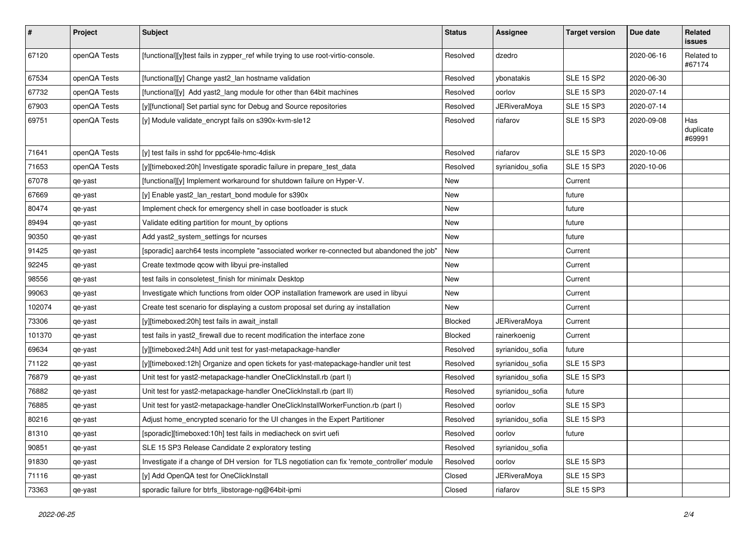| # | Project | Subject | Status | Assignee | Target version | Due date | Related issues |
|---|---|---|---|---|---|---|---|
| 67120 | openQA Tests | [functional][y]test fails in zypper_ref while trying to use root-virtio-console. | Resolved | dzedro | | 2020-06-16 | Related to #67174 |
| 67534 | openQA Tests | [functional][y] Change yast2_lan hostname validation | Resolved | ybonatakis | SLE 15 SP2 | 2020-06-30 | |
| 67732 | openQA Tests | [functional][y] Add yast2_lang module for other than 64bit machines | Resolved | oorlov | SLE 15 SP3 | 2020-07-14 | |
| 67903 | openQA Tests | [y][functional] Set partial sync for Debug and Source repositories | Resolved | JERiveraMoya | SLE 15 SP3 | 2020-07-14 | |
| 69751 | openQA Tests | [y] Module validate_encrypt fails on s390x-kvm-sle12 | Resolved | riafarov | SLE 15 SP3 | 2020-09-08 | Has duplicate #69991 |
| 71641 | openQA Tests | [y] test fails in sshd for ppc64le-hmc-4disk | Resolved | riafarov | SLE 15 SP3 | 2020-10-06 | |
| 71653 | openQA Tests | [y][timeboxed:20h] Investigate sporadic failure in prepare_test_data | Resolved | syrianidou_sofia | SLE 15 SP3 | 2020-10-06 | |
| 67078 | qe-yast | [functional][y] Implement workaround for shutdown failure on Hyper-V. | New | | Current | | |
| 67669 | qe-yast | [y] Enable yast2_lan_restart_bond module for s390x | New | | future | | |
| 80474 | qe-yast | Implement check for emergency shell in case bootloader is stuck | New | | future | | |
| 89494 | qe-yast | Validate editing partition for mount_by options | New | | future | | |
| 90350 | qe-yast | Add yast2_system_settings for ncurses | New | | future | | |
| 91425 | qe-yast | [sporadic] aarch64 tests incomplete "associated worker re-connected but abandoned the job" | New | | Current | | |
| 92245 | qe-yast | Create textmode qcow with libyui pre-installed | New | | Current | | |
| 98556 | qe-yast | test fails in consoletest_finish for minimalx Desktop | New | | Current | | |
| 99063 | qe-yast | Investigate which functions from older OOP installation framework are used in libyui | New | | Current | | |
| 102074 | qe-yast | Create test scenario for displaying a custom proposal set during ay installation | New | | Current | | |
| 73306 | qe-yast | [y][timeboxed:20h] test fails in await_install | Blocked | JERiveraMoya | Current | | |
| 101370 | qe-yast | test fails in yast2_firewall due to recent modification the interface zone | Blocked | rainerkoenig | Current | | |
| 69634 | qe-yast | [y][timeboxed:24h] Add unit test for yast-metapackage-handler | Resolved | syrianidou_sofia | future | | |
| 71122 | qe-yast | [y][timeboxed:12h] Organize and open tickets for yast-matepackage-handler unit test | Resolved | syrianidou_sofia | SLE 15 SP3 | | |
| 76879 | qe-yast | Unit test for yast2-metapackage-handler OneClickInstall.rb (part I) | Resolved | syrianidou_sofia | SLE 15 SP3 | | |
| 76882 | qe-yast | Unit test for yast2-metapackage-handler OneClickInstall.rb (part II) | Resolved | syrianidou_sofia | future | | |
| 76885 | qe-yast | Unit test for yast2-metapackage-handler OneClickInstallWorkerFunction.rb (part I) | Resolved | oorlov | SLE 15 SP3 | | |
| 80216 | qe-yast | Adjust home_encrypted scenario for the UI changes in the Expert Partitioner | Resolved | syrianidou_sofia | SLE 15 SP3 | | |
| 81310 | qe-yast | [sporadic][timeboxed:10h] test fails in mediacheck on svirt uefi | Resolved | oorlov | future | | |
| 90851 | qe-yast | SLE 15 SP3 Release Candidate 2 exploratory testing | Resolved | syrianidou_sofia | | | |
| 91830 | qe-yast | Investigate if a change of DH version for TLS negotiation can fix 'remote_controller' module | Resolved | oorlov | SLE 15 SP3 | | |
| 71116 | qe-yast | [y] Add OpenQA test for OneClickInstall | Closed | JERiveraMoya | SLE 15 SP3 | | |
| 73363 | qe-yast | sporadic failure for btrfs_libstorage-ng@64bit-ipmi | Closed | riafarov | SLE 15 SP3 | | |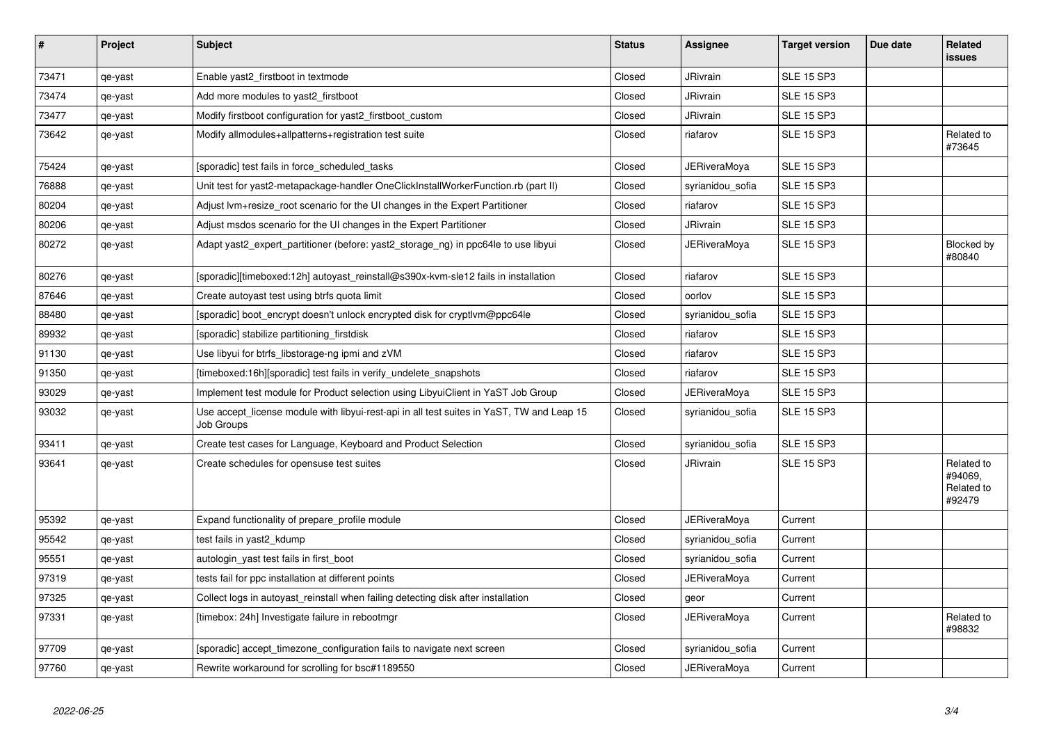| # | Project | Subject | Status | Assignee | Target version | Due date | Related issues |
|---|---|---|---|---|---|---|---|
| 73471 | qe-yast | Enable yast2_firstboot in textmode | Closed | JRivrain | SLE 15 SP3 | | |
| 73474 | qe-yast | Add more modules to yast2_firstboot | Closed | JRivrain | SLE 15 SP3 | | |
| 73477 | qe-yast | Modify firstboot configuration for yast2_firstboot_custom | Closed | JRivrain | SLE 15 SP3 | | |
| 73642 | qe-yast | Modify allmodules+allpatterns+registration test suite | Closed | riafarov | SLE 15 SP3 | | Related to #73645 |
| 75424 | qe-yast | [sporadic] test fails in force_scheduled_tasks | Closed | JERiveraMoya | SLE 15 SP3 | | |
| 76888 | qe-yast | Unit test for yast2-metapackage-handler OneClickInstallWorkerFunction.rb (part II) | Closed | syrianidou_sofia | SLE 15 SP3 | | |
| 80204 | qe-yast | Adjust lvm+resize_root scenario for the UI changes in the Expert Partitioner | Closed | riafarov | SLE 15 SP3 | | |
| 80206 | qe-yast | Adjust msdos scenario for the UI changes in the Expert Partitioner | Closed | JRivrain | SLE 15 SP3 | | |
| 80272 | qe-yast | Adapt yast2_expert_partitioner (before: yast2_storage_ng) in ppc64le to use libyui | Closed | JERiveraMoya | SLE 15 SP3 | | Blocked by #80840 |
| 80276 | qe-yast | [sporadic][timeboxed:12h] autoyast_reinstall@s390x-kvm-sle12 fails in installation | Closed | riafarov | SLE 15 SP3 | | |
| 87646 | qe-yast | Create autoyast test using btrfs quota limit | Closed | oorlov | SLE 15 SP3 | | |
| 88480 | qe-yast | [sporadic] boot_encrypt doesn't unlock encrypted disk for cryptlvm@ppc64le | Closed | syrianidou_sofia | SLE 15 SP3 | | |
| 89932 | qe-yast | [sporadic] stabilize partitioning_firstdisk | Closed | riafarov | SLE 15 SP3 | | |
| 91130 | qe-yast | Use libyui for btrfs_libstorage-ng ipmi and zVM | Closed | riafarov | SLE 15 SP3 | | |
| 91350 | qe-yast | [timeboxed:16h][sporadic] test fails in verify_undelete_snapshots | Closed | riafarov | SLE 15 SP3 | | |
| 93029 | qe-yast | Implement test module for Product selection using LibyuiClient in YaST Job Group | Closed | JERiveraMoya | SLE 15 SP3 | | |
| 93032 | qe-yast | Use accept_license module with libyui-rest-api in all test suites in YaST, TW and Leap 15 Job Groups | Closed | syrianidou_sofia | SLE 15 SP3 | | |
| 93411 | qe-yast | Create test cases for Language, Keyboard and Product Selection | Closed | syrianidou_sofia | SLE 15 SP3 | | |
| 93641 | qe-yast | Create schedules for opensuse test suites | Closed | JRivrain | SLE 15 SP3 | | Related to #94069, Related to #92479 |
| 95392 | qe-yast | Expand functionality of prepare_profile module | Closed | JERiveraMoya | Current | | |
| 95542 | qe-yast | test fails in yast2_kdump | Closed | syrianidou_sofia | Current | | |
| 95551 | qe-yast | autologin_yast test fails in first_boot | Closed | syrianidou_sofia | Current | | |
| 97319 | qe-yast | tests fail for ppc installation at different points | Closed | JERiveraMoya | Current | | |
| 97325 | qe-yast | Collect logs in autoyast_reinstall when failing detecting disk after installation | Closed | geor | Current | | |
| 97331 | qe-yast | [timebox: 24h] Investigate failure in rebootmgr | Closed | JERiveraMoya | Current | | Related to #98832 |
| 97709 | qe-yast | [sporadic] accept_timezone_configuration fails to navigate next screen | Closed | syrianidou_sofia | Current | | |
| 97760 | qe-yast | Rewrite workaround for scrolling for bsc#1189550 | Closed | JERiveraMoya | Current | | |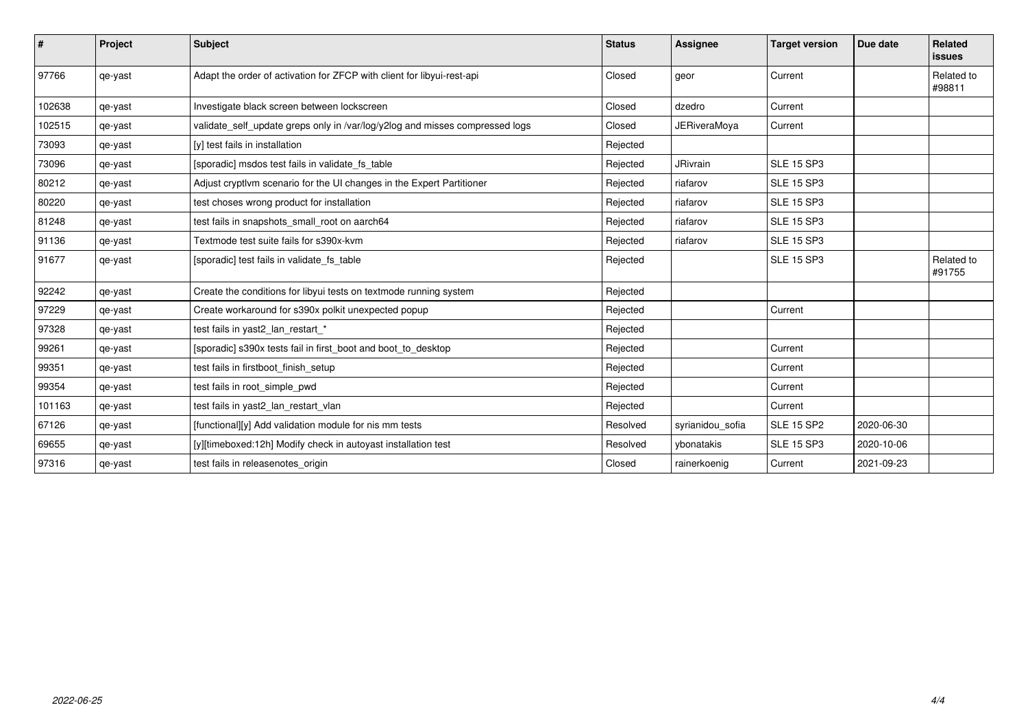| # | Project | Subject | Status | Assignee | Target version | Due date | Related issues |
| --- | --- | --- | --- | --- | --- | --- | --- |
| 97766 | qe-yast | Adapt the order of activation for ZFCP with client for libyui-rest-api | Closed | geor | Current | | Related to #98811 |
| 102638 | qe-yast | Investigate black screen between lockscreen | Closed | dzedro | Current | | |
| 102515 | qe-yast | validate_self_update greps only in /var/log/y2log and misses compressed logs | Closed | JERiveraMoya | Current | | |
| 73093 | qe-yast | [y] test fails in installation | Rejected | | | | |
| 73096 | qe-yast | [sporadic] msdos test fails in validate_fs_table | Rejected | JRivrain | SLE 15 SP3 | | |
| 80212 | qe-yast | Adjust cryptlvm scenario for the UI changes in the Expert Partitioner | Rejected | riafarov | SLE 15 SP3 | | |
| 80220 | qe-yast | test choses wrong product for installation | Rejected | riafarov | SLE 15 SP3 | | |
| 81248 | qe-yast | test fails in snapshots_small_root on aarch64 | Rejected | riafarov | SLE 15 SP3 | | |
| 91136 | qe-yast | Textmode test suite fails for s390x-kvm | Rejected | riafarov | SLE 15 SP3 | | |
| 91677 | qe-yast | [sporadic] test fails in validate_fs_table | Rejected | | SLE 15 SP3 | | Related to #91755 |
| 92242 | qe-yast | Create the conditions for libyui tests on textmode running system | Rejected | | | | |
| 97229 | qe-yast | Create workaround for s390x polkit unexpected popup | Rejected | | Current | | |
| 97328 | qe-yast | test fails in yast2_lan_restart_* | Rejected | | | | |
| 99261 | qe-yast | [sporadic] s390x tests fail in first_boot and boot_to_desktop | Rejected | | Current | | |
| 99351 | qe-yast | test fails in firstboot_finish_setup | Rejected | | Current | | |
| 99354 | qe-yast | test fails in root_simple_pwd | Rejected | | Current | | |
| 101163 | qe-yast | test fails in yast2_lan_restart_vlan | Rejected | | Current | | |
| 67126 | qe-yast | [functional][y] Add validation module for nis mm tests | Resolved | syrianidou_sofia | SLE 15 SP2 | 2020-06-30 | |
| 69655 | qe-yast | [y][timeboxed:12h] Modify check in autoyast installation test | Resolved | ybonatakis | SLE 15 SP3 | 2020-10-06 | |
| 97316 | qe-yast | test fails in releasenotes_origin | Closed | rainerkoenig | Current | 2021-09-23 | |